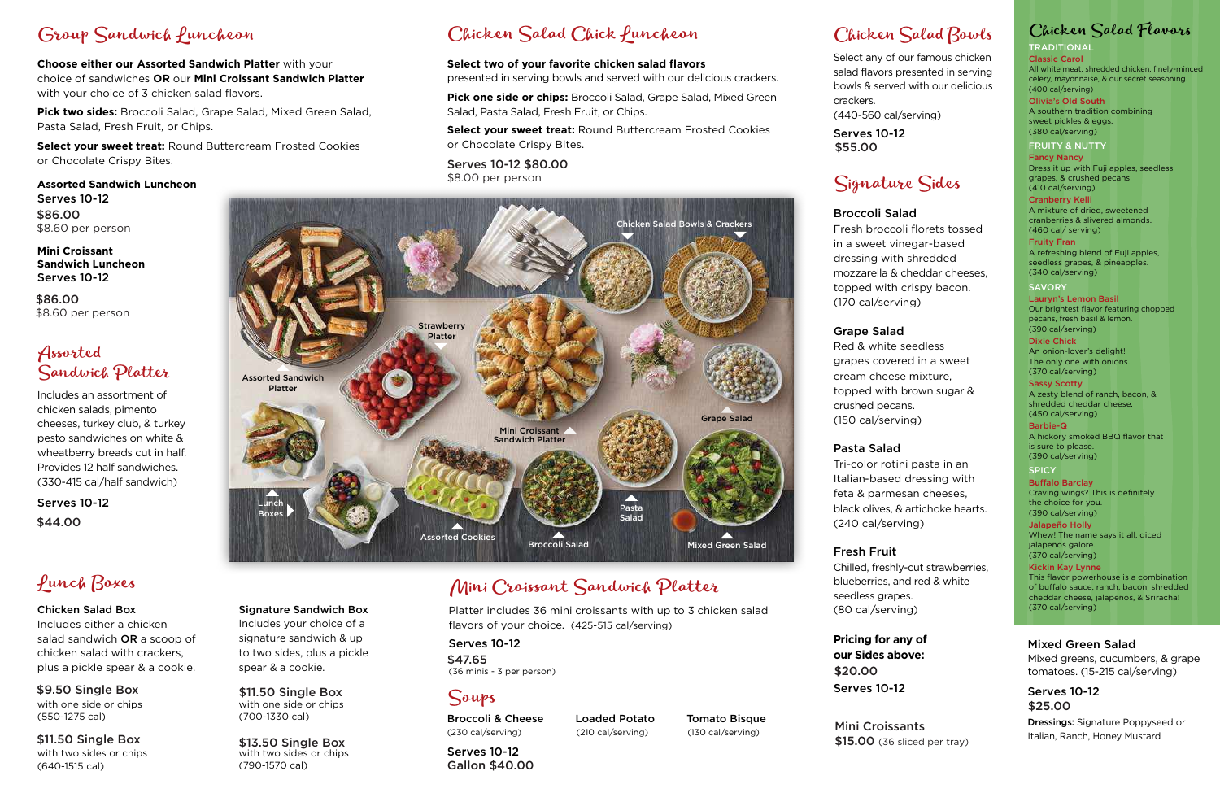## Group Sandwich Luncheon

**Choose either our Assorted Sandwich Platter** with your choice of sandwiches **OR** our **Mini Croissant Sandwich Platter** with your choice of 3 chicken salad flavors.

**Pick two sides:** Broccoli Salad, Grape Salad, Mixed Green Salad, Pasta Salad, Fresh Fruit, or Chips.

**Select your sweet treat:** Round Buttercream Frosted Cookies or Chocolate Crispy Bites.

**Assorted Sandwich Luncheon**
Serves 10-12
$86.00
$8.60 per person

**Mini Croissant Sandwich Luncheon**
Serves 10-12
$86.00
$8.60 per person

## Assorted Sandwich Platter

Includes an assortment of chicken salads, pimento cheeses, turkey club, & turkey pesto sandwiches on white & wheatberry breads cut in half. Provides 12 half sandwiches. (330-415 cal/half sandwich)

Serves 10-12
$44.00

## Lunch Boxes

**Chicken Salad Box**
Includes either a chicken salad sandwich **OR** a scoop of chicken salad with crackers, plus a pickle spear & a cookie.

$9.50 Single Box
with one side or chips
(550-1275 cal)

$11.50 Single Box
with two sides or chips
(640-1515 cal)

**Signature Sandwich Box**
Includes your choice of a signature sandwich & up to two sides, plus a pickle spear & a cookie.

$11.50 Single Box
with one side or chips
(700-1330 cal)

$13.50 Single Box
with two sides or chips
(790-1570 cal)

## Chicken Salad Chick Luncheon

**Select two of your favorite chicken salad flavors** presented in serving bowls and served with our delicious crackers.

**Pick one side or chips:** Broccoli Salad, Grape Salad, Mixed Green Salad, Pasta Salad, Fresh Fruit, or Chips.

**Select your sweet treat:** Round Buttercream Frosted Cookies or Chocolate Crispy Bites.

Serves 10-12 $80.00
$8.00 per person

Chicken Salad Bowls & Crackers
Strawberry Platter
Assorted Sandwich Platter
Mini Croissant Sandwich Platter
Grape Salad
Lunch Boxes
Pasta Salad
Assorted Cookies
Broccoli Salad
Mixed Green Salad

## Mini Croissant Sandwich Platter

Platter includes 36 mini croissants with up to 3 chicken salad flavors of your choice. (425-515 cal/serving)

Serves 10-12
$47.65
(36 minis - 3 per person)

## Soups

**Broccoli & Cheese**
(230 cal/serving)

**Loaded Potato**
(210 cal/serving)

**Tomato Bisque**
(130 cal/serving)

Serves 10-12
Gallon $40.00

## Chicken Salad Bowls

Select any of our famous chicken salad flavors presented in serving bowls & served with our delicious crackers.
(440-560 cal/serving)

Serves 10-12
$55.00

## Signature Sides

**Broccoli Salad**
Fresh broccoli florets tossed in a sweet vinegar-based dressing with shredded mozzarella & cheddar cheeses, topped with crispy bacon. (170 cal/serving)

**Grape Salad**
Red & white seedless grapes covered in a sweet cream cheese mixture, topped with brown sugar & crushed pecans. (150 cal/serving)

**Pasta Salad**
Tri-color rotini pasta in an Italian-based dressing with feta & parmesan cheeses, black olives, & artichoke hearts. (240 cal/serving)

**Fresh Fruit**
Chilled, freshly-cut strawberries, blueberries, and red & white seedless grapes. (80 cal/serving)

**Pricing for any of our Sides above:**
$20.00
Serves 10-12

**Mini Croissants**
$15.00 (36 sliced per tray)

## Chicken Salad Flavors

### TRADITIONAL

**Classic Carol**
All white meat, shredded chicken, finely-minced celery, mayonnaise, & our secret seasoning. (400 cal/serving)

**Olivia's Old South**
A southern tradition combining sweet pickles & eggs. (380 cal/serving)

### FRUITY & NUTTY

**Fancy Nancy**
Dress it up with Fuji apples, seedless grapes, & crushed pecans. (410 cal/serving)

**Cranberry Kelli**
A mixture of dried, sweetened cranberries & slivered almonds. (460 cal/ serving)

**Fruity Fran**
A refreshing blend of Fuji apples, seedless grapes, & pineapples. (340 cal/serving)

### SAVORY

**Lauryn's Lemon Basil**
Our brightest flavor featuring chopped pecans, fresh basil & lemon. (390 cal/serving)

**Dixie Chick**
An onion-lover's delight! The only one with onions. (370 cal/serving)

**Sassy Scotty**
A zesty blend of ranch, bacon, & shredded cheddar cheese. (450 cal/serving)

**Barbie-Q**
A hickory smoked BBQ flavor that is sure to please. (390 cal/serving)

### SPICY

**Buffalo Barclay**
Craving wings? This is definitely the choice for you. (390 cal/serving)

**Jalapeño Holly**
Whew! The name says it all, diced jalapeños galore. (370 cal/serving)

**Kickin Kay Lynne**
This flavor powerhouse is a combination of buffalo sauce, ranch, bacon, shredded cheddar cheese, jalapeños, & Sriracha! (370 cal/serving)

**Mixed Green Salad**
Mixed greens, cucumbers, & grape tomatoes. (15-215 cal/serving)

Serves 10-12
$25.00

Dressings: Signature Poppyseed or Italian, Ranch, Honey Mustard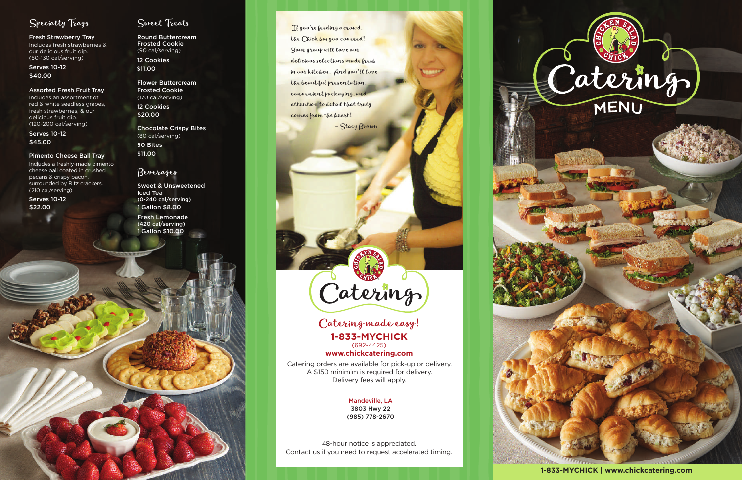## Specialty Trays

**Fresh Strawberry Tray**
Includes fresh strawberries & our delicious fruit dip.
(50-130 cal/serving)

Serves 10-12
$40.00

**Assorted Fresh Fruit Tray**
Includes an assortment of red & white seedless grapes, fresh strawberries, & our delicious fruit dip.
(120-200 cal/serving)

Serves 10-12
$45.00

**Pimento Cheese Ball Tray**
Includes a freshly-made pimento cheese ball coated in crushed pecans & crispy bacon, surrounded by Ritz crackers.
(210 cal/serving)

Serves 10-12
$22.00

## Sweet Treats

**Round Buttercream Frosted Cookie**
(90 cal/serving)

12 Cookies
$11.00

**Flower Buttercream Frosted Cookie**
(170 cal/serving)

12 Cookies
$20.00

**Chocolate Crispy Bites**
(80 cal/serving)

50 Bites
$11.00

## Beverages

**Sweet & Unsweetened Iced Tea**
(0-240 cal/serving)
1 Gallon $8.00

**Fresh Lemonade**
(420 cal/serving)
1 Gallon $10.00

*If you're feeding a crowd, the Chick has you covered! Your group will love our delicious selections made fresh in our kitchen. And you'll love the beautiful presentation, convenient packaging, and attention to detail that truly comes from the heart!*

*– Stacy Brown*

Chicken Salad Chick

# Catering

## Catering made easy!

**1-833-MYCHICK**
(692-4425)
**www.chickcatering.com**

Catering orders are available for pick-up or delivery. A $150 minimim is required for delivery. Delivery fees will apply.

Mandeville, LA
**3803 Hwy 22**
**(985) 778-2670**

48-hour notice is appreciated.
Contact us if you need to request accelerated timing.

Chicken Salad Chick

# Catering MENU

**1-833-MYCHICK | www.chickcatering.com**